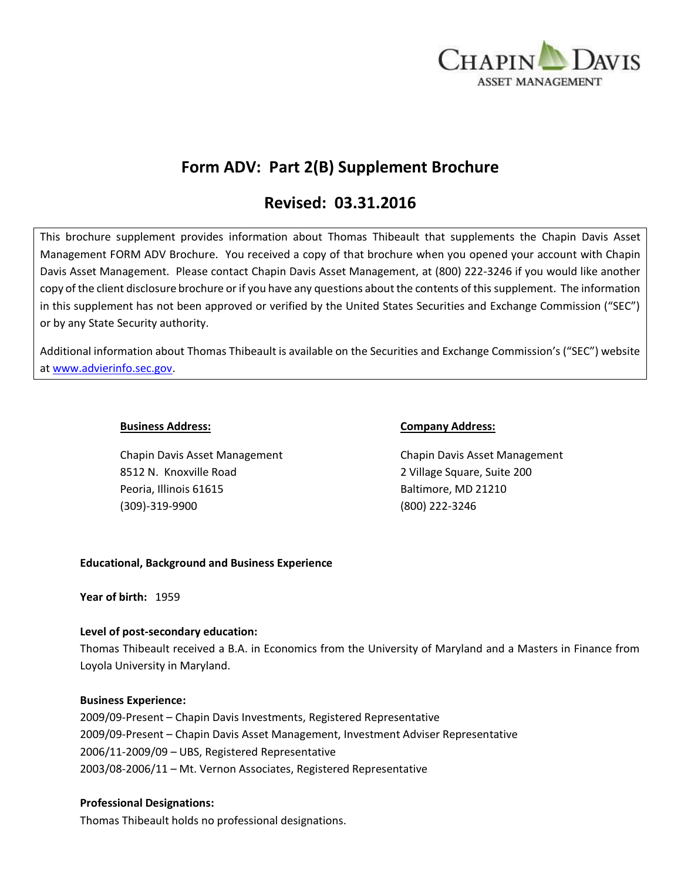CHAPIN DAVIS
ASSET MANAGEMENT

# Form ADV: Part 2(B) Supplement Brochure

## Revised: 03.31.2016

This brochure supplement provides information about Thomas Thibeault that supplements the Chapin Davis Asset Management FORM ADV Brochure. You received a copy of that brochure when you opened your account with Chapin Davis Asset Management. Please contact Chapin Davis Asset Management, at (800) 222-3246 if you would like another copy of the client disclosure brochure or if you have any questions about the contents of this supplement. The information in this supplement has not been approved or verified by the United States Securities and Exchange Commission ("SEC") or by any State Security authority.

Additional information about Thomas Thibeault is available on the Securities and Exchange Commission's ("SEC") website at www.advierinfo.sec.gov.

**Business Address:**

Chapin Davis Asset Management
8512 N. Knoxville Road
Peoria, Illinois 61615
(309)-319-9900

**Company Address:**

Chapin Davis Asset Management
2 Village Square, Suite 200
Baltimore, MD 21210
(800) 222-3246

**Educational, Background and Business Experience**

**Year of birth:** 1959

**Level of post-secondary education:**
Thomas Thibeault received a B.A. in Economics from the University of Maryland and a Masters in Finance from Loyola University in Maryland.

**Business Experience:**
2009/09-Present – Chapin Davis Investments, Registered Representative
2009/09-Present – Chapin Davis Asset Management, Investment Adviser Representative
2006/11-2009/09 – UBS, Registered Representative
2003/08-2006/11 – Mt. Vernon Associates, Registered Representative

**Professional Designations:**
Thomas Thibeault holds no professional designations.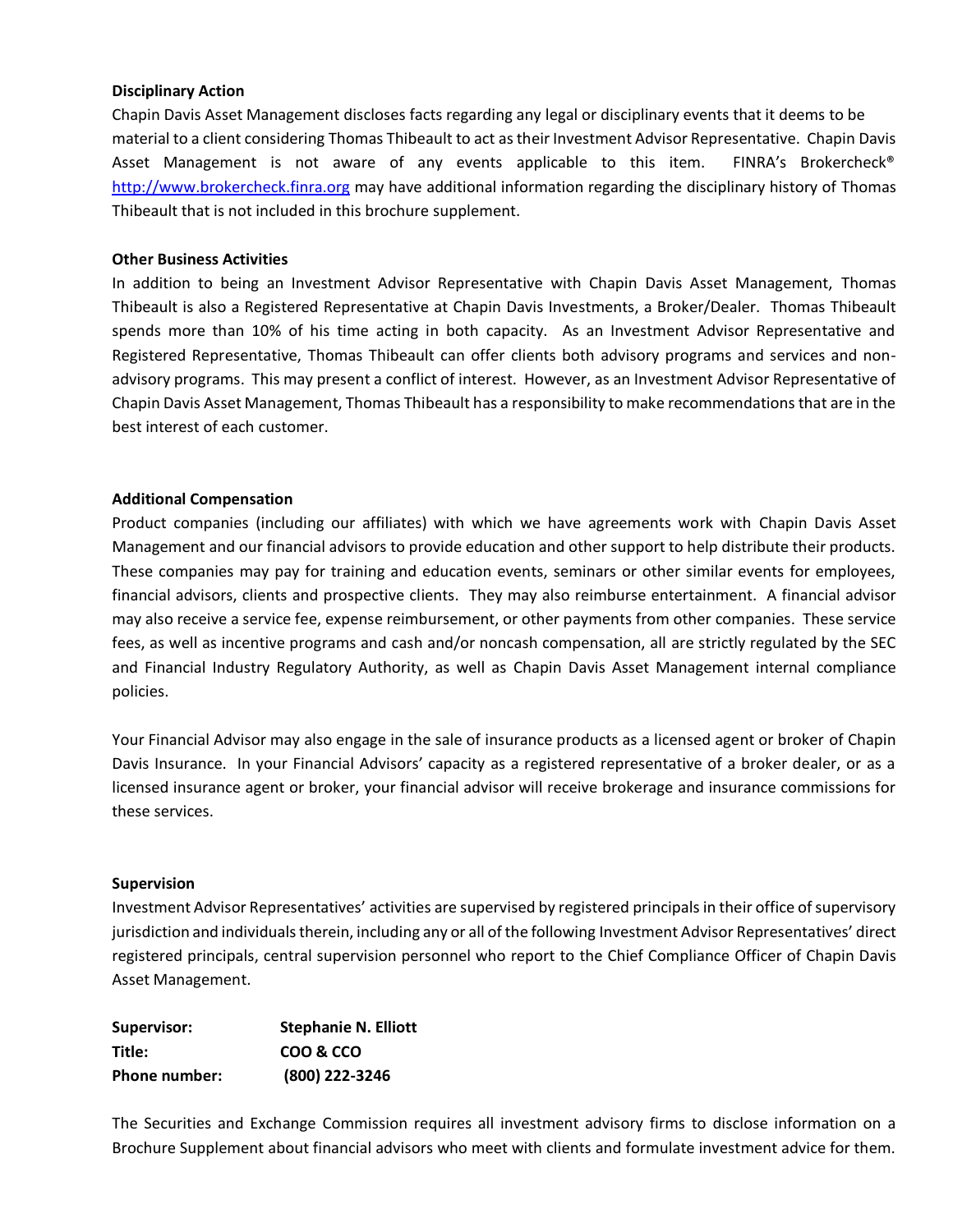**Disciplinary Action**

Chapin Davis Asset Management discloses facts regarding any legal or disciplinary events that it deems to be material to a client considering Thomas Thibeault to act as their Investment Advisor Representative. Chapin Davis Asset Management is not aware of any events applicable to this item. FINRA's Brokercheck® http://www.brokercheck.finra.org may have additional information regarding the disciplinary history of Thomas Thibeault that is not included in this brochure supplement.

**Other Business Activities**

In addition to being an Investment Advisor Representative with Chapin Davis Asset Management, Thomas Thibeault is also a Registered Representative at Chapin Davis Investments, a Broker/Dealer. Thomas Thibeault spends more than 10% of his time acting in both capacity. As an Investment Advisor Representative and Registered Representative, Thomas Thibeault can offer clients both advisory programs and services and non-advisory programs. This may present a conflict of interest. However, as an Investment Advisor Representative of Chapin Davis Asset Management, Thomas Thibeault has a responsibility to make recommendations that are in the best interest of each customer.

**Additional Compensation**

Product companies (including our affiliates) with which we have agreements work with Chapin Davis Asset Management and our financial advisors to provide education and other support to help distribute their products. These companies may pay for training and education events, seminars or other similar events for employees, financial advisors, clients and prospective clients. They may also reimburse entertainment. A financial advisor may also receive a service fee, expense reimbursement, or other payments from other companies. These service fees, as well as incentive programs and cash and/or noncash compensation, all are strictly regulated by the SEC and Financial Industry Regulatory Authority, as well as Chapin Davis Asset Management internal compliance policies.

Your Financial Advisor may also engage in the sale of insurance products as a licensed agent or broker of Chapin Davis Insurance. In your Financial Advisors' capacity as a registered representative of a broker dealer, or as a licensed insurance agent or broker, your financial advisor will receive brokerage and insurance commissions for these services.

**Supervision**

Investment Advisor Representatives' activities are supervised by registered principals in their office of supervisory jurisdiction and individuals therein, including any or all of the following Investment Advisor Representatives' direct registered principals, central supervision personnel who report to the Chief Compliance Officer of Chapin Davis Asset Management.

| | |
|---|---|
| **Supervisor:** | **Stephanie N. Elliott** |
| **Title:** | **COO & CCO** |
| **Phone number:** | **(800) 222-3246** |

The Securities and Exchange Commission requires all investment advisory firms to disclose information on a Brochure Supplement about financial advisors who meet with clients and formulate investment advice for them.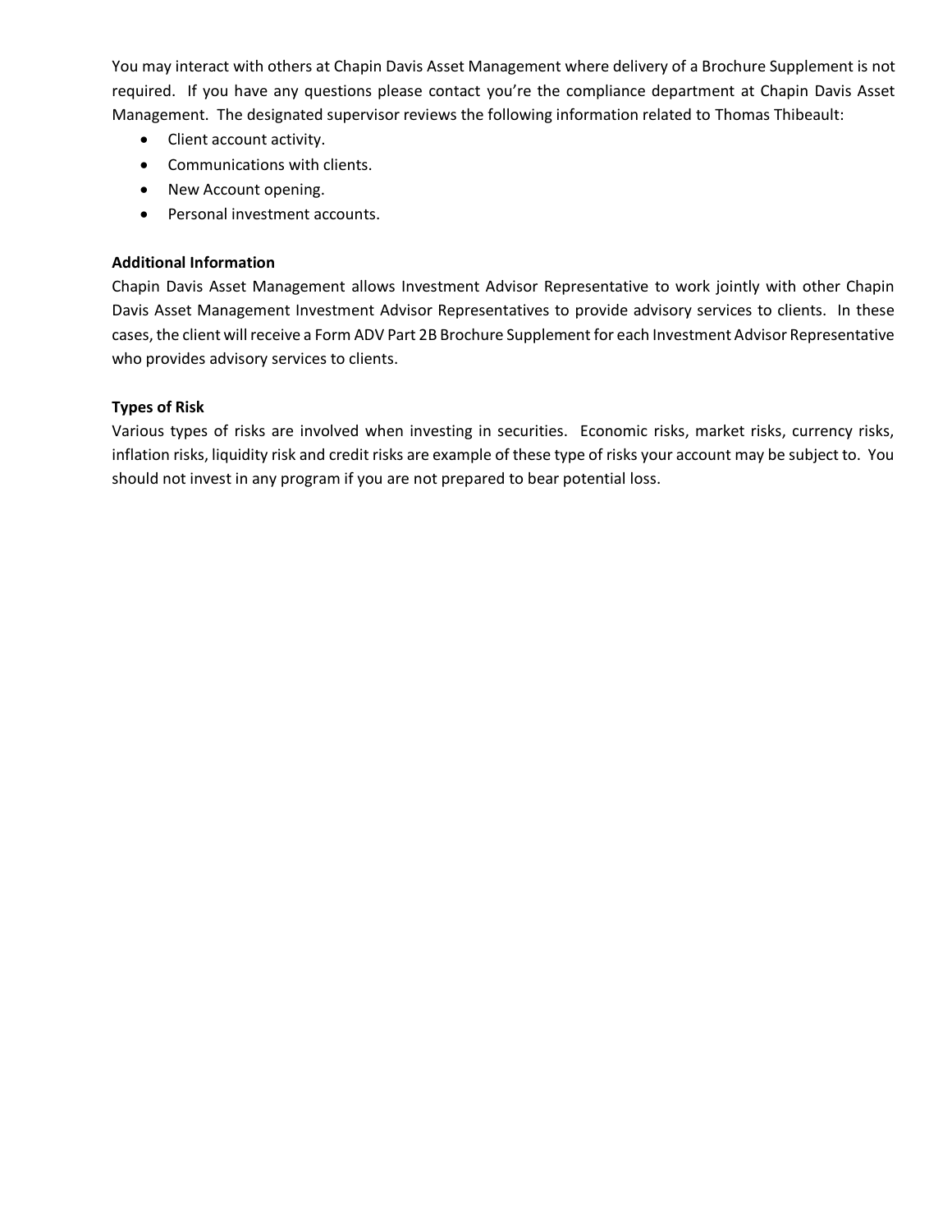You may interact with others at Chapin Davis Asset Management where delivery of a Brochure Supplement is not required. If you have any questions please contact you're the compliance department at Chapin Davis Asset Management. The designated supervisor reviews the following information related to Thomas Thibeault:

- Client account activity.
- Communications with clients.
- New Account opening.
- Personal investment accounts.

**Additional Information**

Chapin Davis Asset Management allows Investment Advisor Representative to work jointly with other Chapin Davis Asset Management Investment Advisor Representatives to provide advisory services to clients. In these cases, the client will receive a Form ADV Part 2B Brochure Supplement for each Investment Advisor Representative who provides advisory services to clients.

**Types of Risk**

Various types of risks are involved when investing in securities. Economic risks, market risks, currency risks, inflation risks, liquidity risk and credit risks are example of these type of risks your account may be subject to. You should not invest in any program if you are not prepared to bear potential loss.